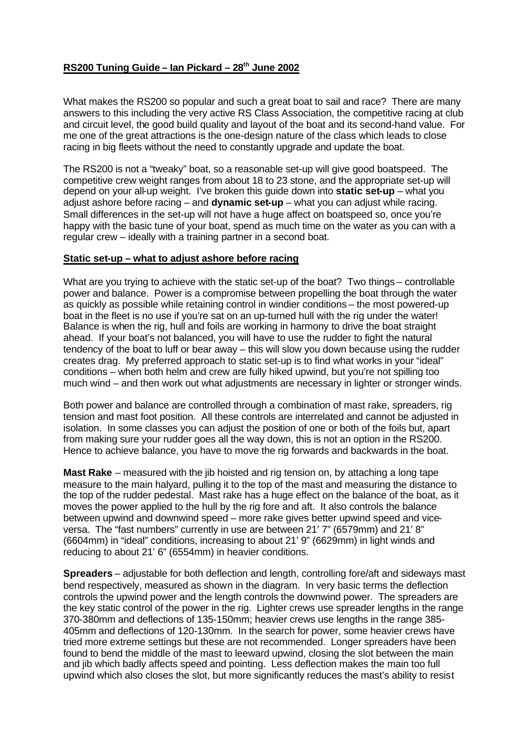**RS200 Tuning Guide – Ian Pickard – 28th June 2002**

What makes the RS200 so popular and such a great boat to sail and race? There are many answers to this including the very active RS Class Association, the competitive racing at club and circuit level, the good build quality and layout of the boat and its second-hand value. For me one of the great attractions is the one-design nature of the class which leads to close racing in big fleets without the need to constantly upgrade and update the boat.

The RS200 is not a "tweaky" boat, so a reasonable set-up will give good boatspeed. The competitive crew weight ranges from about 18 to 23 stone, and the appropriate set-up will depend on your all-up weight. I've broken this guide down into **static set-up** – what you adjust ashore before racing – and **dynamic set-up** – what you can adjust while racing. Small differences in the set-up will not have a huge affect on boatspeed so, once you're happy with the basic tune of your boat, spend as much time on the water as you can with a regular crew – ideally with a training partner in a second boat.

**Static set-up – what to adjust ashore before racing**

What are you trying to achieve with the static set-up of the boat? Two things – controllable power and balance. Power is a compromise between propelling the boat through the water as quickly as possible while retaining control in windier conditions – the most powered-up boat in the fleet is no use if you're sat on an up-turned hull with the rig under the water! Balance is when the rig, hull and foils are working in harmony to drive the boat straight ahead. If your boat's not balanced, you will have to use the rudder to fight the natural tendency of the boat to luff or bear away – this will slow you down because using the rudder creates drag. My preferred approach to static set-up is to find what works in your "ideal" conditions – when both helm and crew are fully hiked upwind, but you're not spilling too much wind – and then work out what adjustments are necessary in lighter or stronger winds.

Both power and balance are controlled through a combination of mast rake, spreaders, rig tension and mast foot position. All these controls are interrelated and cannot be adjusted in isolation. In some classes you can adjust the position of one or both of the foils but, apart from making sure your rudder goes all the way down, this is not an option in the RS200. Hence to achieve balance, you have to move the rig forwards and backwards in the boat.

**Mast Rake** – measured with the jib hoisted and rig tension on, by attaching a long tape measure to the main halyard, pulling it to the top of the mast and measuring the distance to the top of the rudder pedestal. Mast rake has a huge effect on the balance of the boat, as it moves the power applied to the hull by the rig fore and aft. It also controls the balance between upwind and downwind speed – more rake gives better upwind speed and vice-versa. The "fast numbers" currently in use are between 21' 7" (6579mm) and 21' 8" (6604mm) in "ideal" conditions, increasing to about 21' 9" (6629mm) in light winds and reducing to about 21' 6" (6554mm) in heavier conditions.

**Spreaders** – adjustable for both deflection and length, controlling fore/aft and sideways mast bend respectively, measured as shown in the diagram. In very basic terms the deflection controls the upwind power and the length controls the downwind power. The spreaders are the key static control of the power in the rig. Lighter crews use spreader lengths in the range 370-380mm and deflections of 135-150mm; heavier crews use lengths in the range 385-405mm and deflections of 120-130mm. In the search for power, some heavier crews have tried more extreme settings but these are not recommended. Longer spreaders have been found to bend the middle of the mast to leeward upwind, closing the slot between the main and jib which badly affects speed and pointing. Less deflection makes the main too full upwind which also closes the slot, but more significantly reduces the mast's ability to resist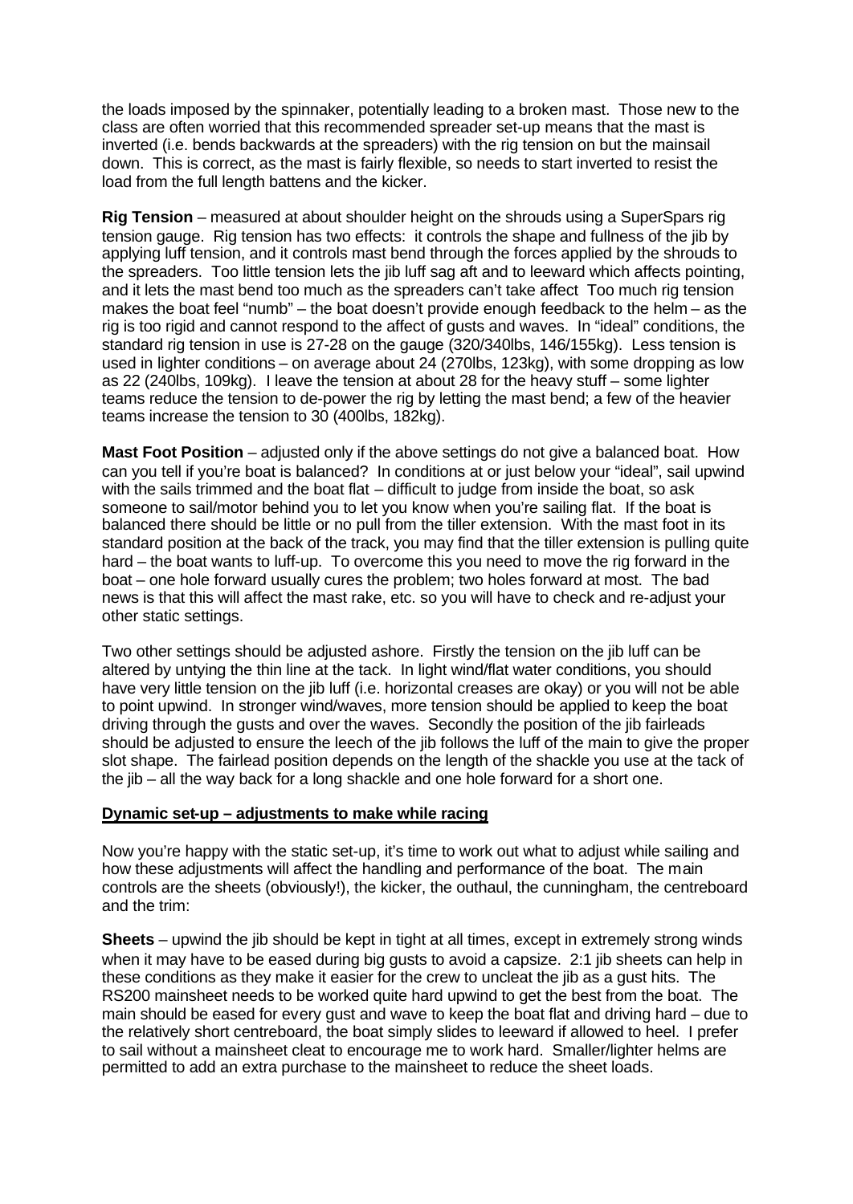the loads imposed by the spinnaker, potentially leading to a broken mast. Those new to the class are often worried that this recommended spreader set-up means that the mast is inverted (i.e. bends backwards at the spreaders) with the rig tension on but the mainsail down. This is correct, as the mast is fairly flexible, so needs to start inverted to resist the load from the full length battens and the kicker.

**Rig Tension** – measured at about shoulder height on the shrouds using a SuperSpars rig tension gauge. Rig tension has two effects: it controls the shape and fullness of the jib by applying luff tension, and it controls mast bend through the forces applied by the shrouds to the spreaders. Too little tension lets the jib luff sag aft and to leeward which affects pointing, and it lets the mast bend too much as the spreaders can't take affect Too much rig tension makes the boat feel "numb" – the boat doesn't provide enough feedback to the helm – as the rig is too rigid and cannot respond to the affect of gusts and waves. In "ideal" conditions, the standard rig tension in use is 27-28 on the gauge (320/340lbs, 146/155kg). Less tension is used in lighter conditions – on average about 24 (270lbs, 123kg), with some dropping as low as 22 (240lbs, 109kg). I leave the tension at about 28 for the heavy stuff – some lighter teams reduce the tension to de-power the rig by letting the mast bend; a few of the heavier teams increase the tension to 30 (400lbs, 182kg).

**Mast Foot Position** – adjusted only if the above settings do not give a balanced boat. How can you tell if you're boat is balanced? In conditions at or just below your "ideal", sail upwind with the sails trimmed and the boat flat – difficult to judge from inside the boat, so ask someone to sail/motor behind you to let you know when you're sailing flat. If the boat is balanced there should be little or no pull from the tiller extension. With the mast foot in its standard position at the back of the track, you may find that the tiller extension is pulling quite hard – the boat wants to luff-up. To overcome this you need to move the rig forward in the boat – one hole forward usually cures the problem; two holes forward at most. The bad news is that this will affect the mast rake, etc. so you will have to check and re-adjust your other static settings.

Two other settings should be adjusted ashore. Firstly the tension on the jib luff can be altered by untying the thin line at the tack. In light wind/flat water conditions, you should have very little tension on the jib luff (i.e. horizontal creases are okay) or you will not be able to point upwind. In stronger wind/waves, more tension should be applied to keep the boat driving through the gusts and over the waves. Secondly the position of the jib fairleads should be adjusted to ensure the leech of the jib follows the luff of the main to give the proper slot shape. The fairlead position depends on the length of the shackle you use at the tack of the jib – all the way back for a long shackle and one hole forward for a short one.

**Dynamic set-up – adjustments to make while racing**

Now you're happy with the static set-up, it's time to work out what to adjust while sailing and how these adjustments will affect the handling and performance of the boat. The main controls are the sheets (obviously!), the kicker, the outhaul, the cunningham, the centreboard and the trim:

**Sheets** – upwind the jib should be kept in tight at all times, except in extremely strong winds when it may have to be eased during big gusts to avoid a capsize. 2:1 jib sheets can help in these conditions as they make it easier for the crew to uncleat the jib as a gust hits. The RS200 mainsheet needs to be worked quite hard upwind to get the best from the boat. The main should be eased for every gust and wave to keep the boat flat and driving hard – due to the relatively short centreboard, the boat simply slides to leeward if allowed to heel. I prefer to sail without a mainsheet cleat to encourage me to work hard. Smaller/lighter helms are permitted to add an extra purchase to the mainsheet to reduce the sheet loads.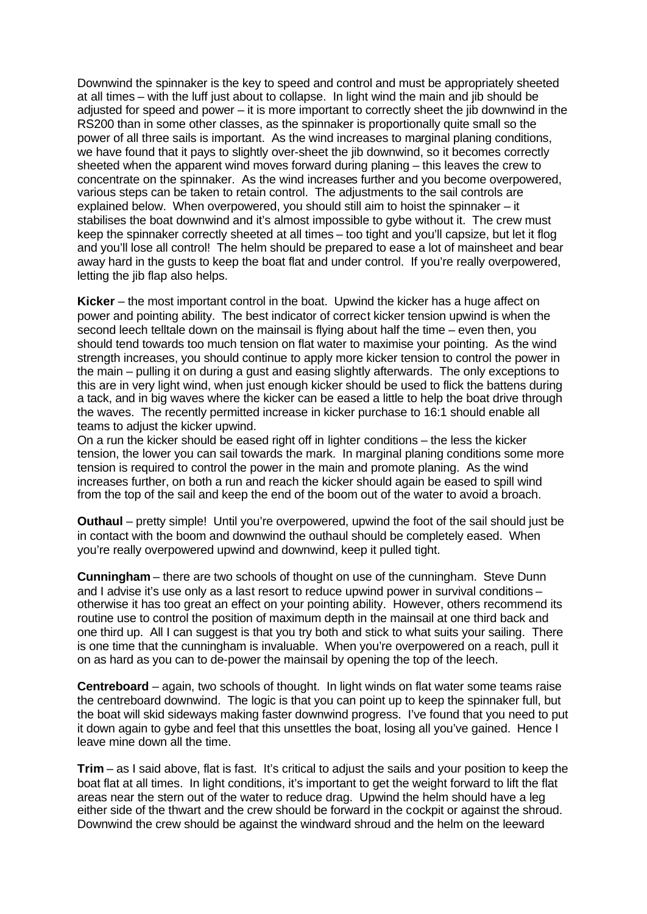Downwind the spinnaker is the key to speed and control and must be appropriately sheeted at all times – with the luff just about to collapse. In light wind the main and jib should be adjusted for speed and power – it is more important to correctly sheet the jib downwind in the RS200 than in some other classes, as the spinnaker is proportionally quite small so the power of all three sails is important. As the wind increases to marginal planing conditions, we have found that it pays to slightly over-sheet the jib downwind, so it becomes correctly sheeted when the apparent wind moves forward during planing – this leaves the crew to concentrate on the spinnaker. As the wind increases further and you become overpowered, various steps can be taken to retain control. The adjustments to the sail controls are explained below. When overpowered, you should still aim to hoist the spinnaker – it stabilises the boat downwind and it's almost impossible to gybe without it. The crew must keep the spinnaker correctly sheeted at all times – too tight and you'll capsize, but let it flog and you'll lose all control! The helm should be prepared to ease a lot of mainsheet and bear away hard in the gusts to keep the boat flat and under control. If you're really overpowered, letting the jib flap also helps.

**Kicker** – the most important control in the boat. Upwind the kicker has a huge affect on power and pointing ability. The best indicator of correct kicker tension upwind is when the second leech telltale down on the mainsail is flying about half the time – even then, you should tend towards too much tension on flat water to maximise your pointing. As the wind strength increases, you should continue to apply more kicker tension to control the power in the main – pulling it on during a gust and easing slightly afterwards. The only exceptions to this are in very light wind, when just enough kicker should be used to flick the battens during a tack, and in big waves where the kicker can be eased a little to help the boat drive through the waves. The recently permitted increase in kicker purchase to 16:1 should enable all teams to adjust the kicker upwind.
On a run the kicker should be eased right off in lighter conditions – the less the kicker tension, the lower you can sail towards the mark. In marginal planing conditions some more tension is required to control the power in the main and promote planing. As the wind increases further, on both a run and reach the kicker should again be eased to spill wind from the top of the sail and keep the end of the boom out of the water to avoid a broach.

**Outhaul** – pretty simple! Until you're overpowered, upwind the foot of the sail should just be in contact with the boom and downwind the outhaul should be completely eased. When you're really overpowered upwind and downwind, keep it pulled tight.

**Cunningham** – there are two schools of thought on use of the cunningham. Steve Dunn and I advise it's use only as a last resort to reduce upwind power in survival conditions – otherwise it has too great an effect on your pointing ability. However, others recommend its routine use to control the position of maximum depth in the mainsail at one third back and one third up. All I can suggest is that you try both and stick to what suits your sailing. There is one time that the cunningham is invaluable. When you're overpowered on a reach, pull it on as hard as you can to de-power the mainsail by opening the top of the leech.

**Centreboard** – again, two schools of thought. In light winds on flat water some teams raise the centreboard downwind. The logic is that you can point up to keep the spinnaker full, but the boat will skid sideways making faster downwind progress. I've found that you need to put it down again to gybe and feel that this unsettles the boat, losing all you've gained. Hence I leave mine down all the time.

**Trim** – as I said above, flat is fast. It's critical to adjust the sails and your position to keep the boat flat at all times. In light conditions, it's important to get the weight forward to lift the flat areas near the stern out of the water to reduce drag. Upwind the helm should have a leg either side of the thwart and the crew should be forward in the cockpit or against the shroud. Downwind the crew should be against the windward shroud and the helm on the leeward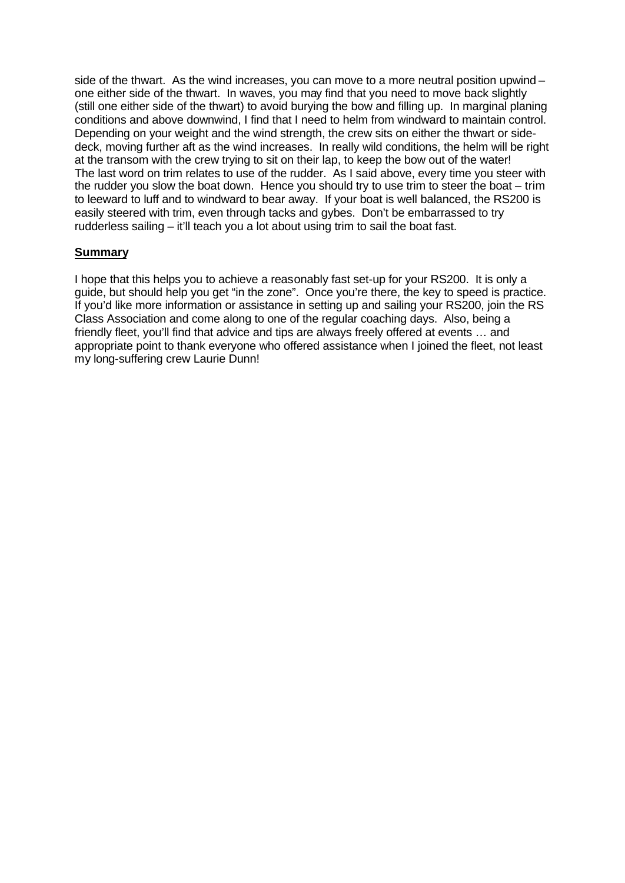side of the thwart. As the wind increases, you can move to a more neutral position upwind – one either side of the thwart. In waves, you may find that you need to move back slightly (still one either side of the thwart) to avoid burying the bow and filling up. In marginal planing conditions and above downwind, I find that I need to helm from windward to maintain control. Depending on your weight and the wind strength, the crew sits on either the thwart or side-deck, moving further aft as the wind increases. In really wild conditions, the helm will be right at the transom with the crew trying to sit on their lap, to keep the bow out of the water!
The last word on trim relates to use of the rudder. As I said above, every time you steer with the rudder you slow the boat down. Hence you should try to use trim to steer the boat – trim to leeward to luff and to windward to bear away. If your boat is well balanced, the RS200 is easily steered with trim, even through tacks and gybes. Don't be embarrassed to try rudderless sailing – it'll teach you a lot about using trim to sail the boat fast.

## **Summary**

I hope that this helps you to achieve a reasonably fast set-up for your RS200. It is only a guide, but should help you get "in the zone". Once you're there, the key to speed is practice. If you'd like more information or assistance in setting up and sailing your RS200, join the RS Class Association and come along to one of the regular coaching days. Also, being a friendly fleet, you'll find that advice and tips are always freely offered at events … and appropriate point to thank everyone who offered assistance when I joined the fleet, not least my long-suffering crew Laurie Dunn!